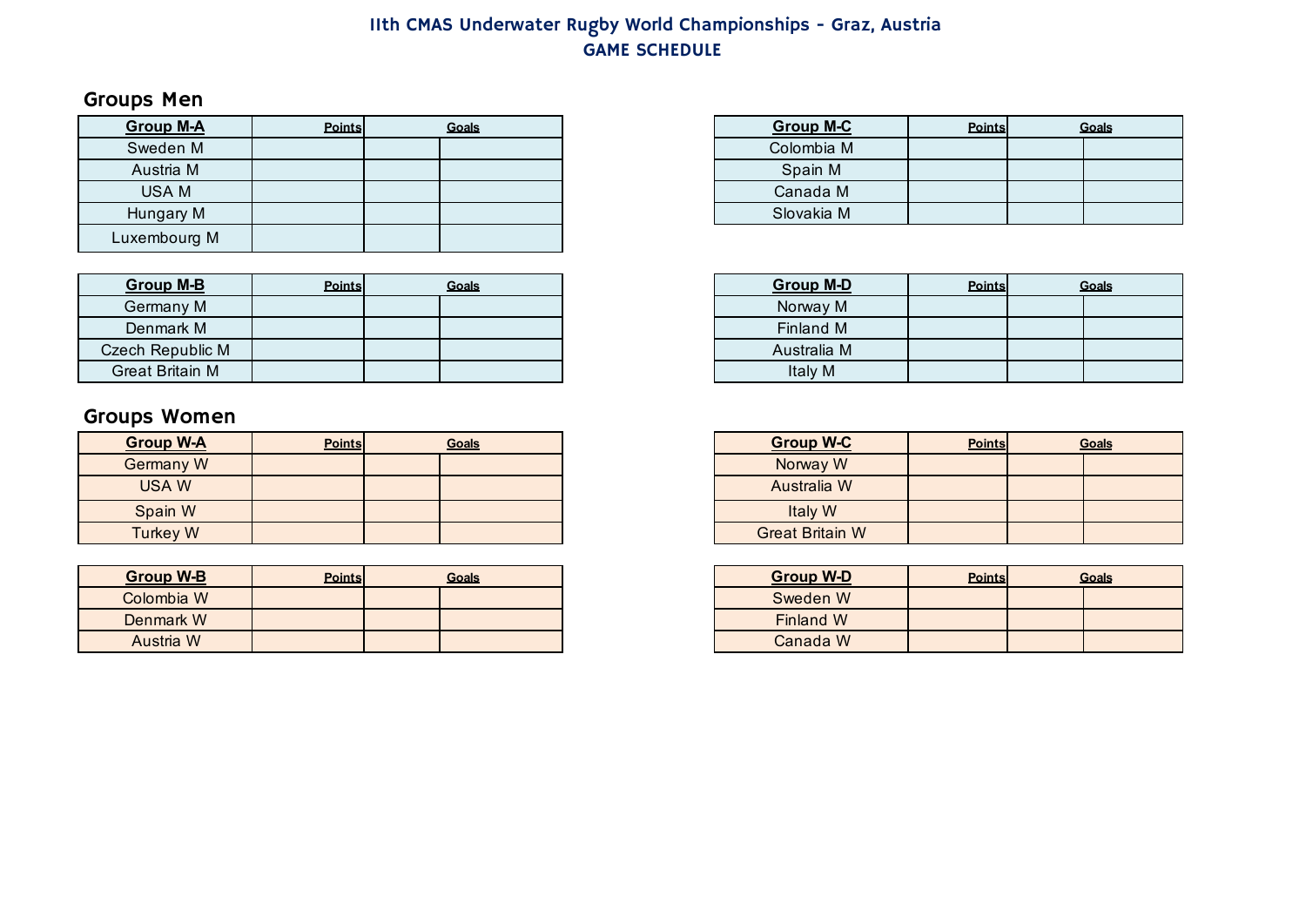# 11th CMAS Underwater Rugby World Championships - Graz, Austria

## GAME SCHEDULE

### Groups Men

| Group M-A | Points | Goals | |
|---|---|---|---|
| Sweden M | | | |
| Austria M | | | |
| USA M | | | |
| Hungary M | | | |
| Luxembourg M | | | |

| Group M-B | Points | Goals | |
|---|---|---|---|
| Germany M | | | |
| Denmark M | | | |
| Czech Republic M | | | |
| Great Britain M | | | |

| Group M-C | Points | Goals | |
|---|---|---|---|
| Colombia M | | | |
| Spain M | | | |
| Canada M | | | |
| Slovakia M | | | |

| Group M-D | Points | Goals | |
|---|---|---|---|
| Norway M | | | |
| Finland M | | | |
| Australia M | | | |
| Italy M | | | |

### Groups Women

| Group W-A | Points | Goals | |
|---|---|---|---|
| Germany W | | | |
| USA W | | | |
| Spain W | | | |
| Turkey W | | | |

| Group W-B | Points | Goals | |
|---|---|---|---|
| Colombia W | | | |
| Denmark W | | | |
| Austria W | | | |

| Group W-C | Points | Goals | |
|---|---|---|---|
| Norway W | | | |
| Australia W | | | |
| Italy W | | | |
| Great Britain W | | | |

| Group W-D | Points | Goals | |
|---|---|---|---|
| Sweden W | | | |
| Finland W | | | |
| Canada W | | | |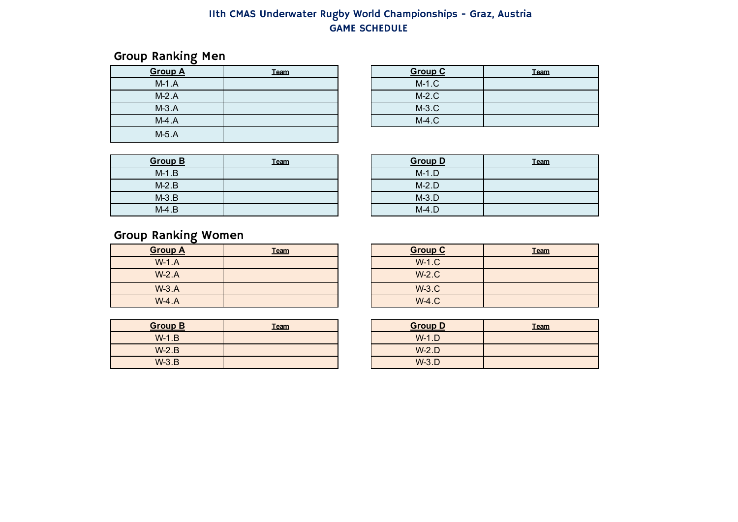# 11th CMAS Underwater Rugby World Championships - Graz, Austria

## GAME SCHEDULE

### Group Ranking Men

| Group A | Team |
|---|---|
| M-1.A | |
| M-2.A | |
| M-3.A | |
| M-4.A | |
| M-5.A | |

| Group C | Team |
|---|---|
| M-1.C | |
| M-2.C | |
| M-3.C | |
| M-4.C | |

| Group B | Team |
|---|---|
| M-1.B | |
| M-2.B | |
| M-3.B | |
| M-4.B | |

| Group D | Team |
|---|---|
| M-1.D | |
| M-2.D | |
| M-3.D | |
| M-4.D | |

### Group Ranking Women

| Group A | Team |
|---|---|
| W-1.A | |
| W-2.A | |
| W-3.A | |
| W-4.A | |

| Group C | Team |
|---|---|
| W-1.C | |
| W-2.C | |
| W-3.C | |
| W-4.C | |

| Group B | Team |
|---|---|
| W-1.B | |
| W-2.B | |
| W-3.B | |

| Group D | Team |
|---|---|
| W-1.D | |
| W-2.D | |
| W-3.D | |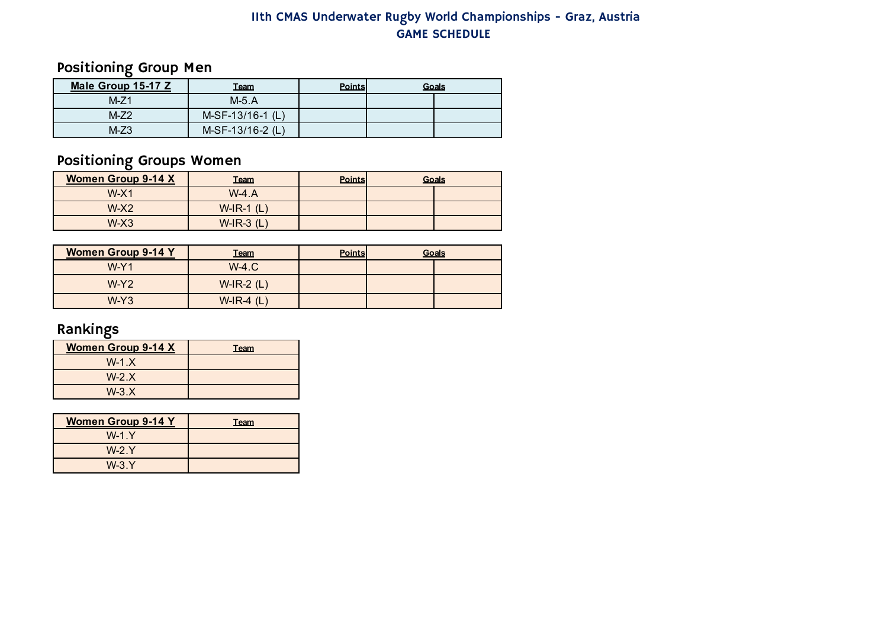# 11th CMAS Underwater Rugby World Championships - Graz, Austria
## GAME SCHEDULE

### Positioning Group Men

| Male Group 15-17 Z | Team | Points | Goals | |
|---|---|---|---|---|
| M-Z1 | M-5.A | | | |
| M-Z2 | M-SF-13/16-1 (L) | | | |
| M-Z3 | M-SF-13/16-2 (L) | | | |

### Positioning Groups Women

| Women Group 9-14 X | Team | Points | Goals | |
|---|---|---|---|---|
| W-X1 | W-4.A | | | |
| W-X2 | W-IR-1 (L) | | | |
| W-X3 | W-IR-3 (L) | | | |

| Women Group 9-14 Y | Team | Points | Goals | |
|---|---|---|---|---|
| W-Y1 | W-4.C | | | |
| W-Y2 | W-IR-2 (L) | | | |
| W-Y3 | W-IR-4 (L) | | | |

### Rankings

| Women Group 9-14 X | Team |
|---|---|
| W-1.X | |
| W-2.X | |
| W-3.X | |

| Women Group 9-14 Y | Team |
|---|---|
| W-1.Y | |
| W-2.Y | |
| W-3.Y | |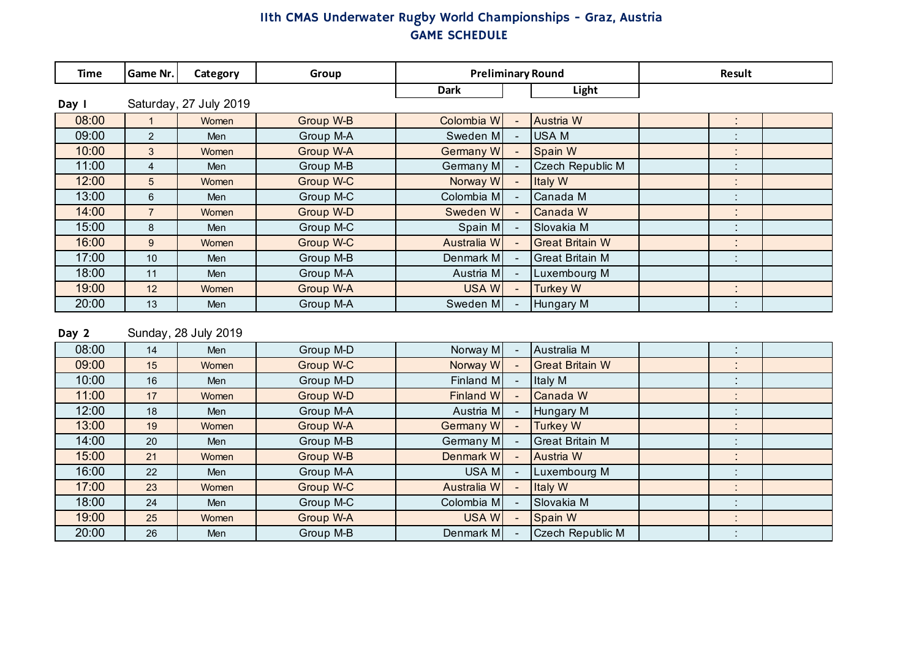# 11th CMAS Underwater Rugby World Championships - Graz, Austria

## GAME SCHEDULE

| Time | Game Nr. | Category | Group | Preliminary Round | | | Result | | |
|---|---|---|---|---|---|---|---|---|---|
| | | | | Dark | | Light | | | |
| **Day 1** | Saturday, 27 July 2019 | | | | | | | | |
| 08:00 | 1 | Women | Group W-B | Colombia W | - | Austria W | | : | |
| 09:00 | 2 | Men | Group M-A | Sweden M | - | USA M | | : | |
| 10:00 | 3 | Women | Group W-A | Germany W | - | Spain W | | : | |
| 11:00 | 4 | Men | Group M-B | Germany M | - | Czech Republic M | | : | |
| 12:00 | 5 | Women | Group W-C | Norway W | - | Italy W | | : | |
| 13:00 | 6 | Men | Group M-C | Colombia M | - | Canada M | | : | |
| 14:00 | 7 | Women | Group W-D | Sweden W | - | Canada W | | : | |
| 15:00 | 8 | Men | Group M-C | Spain M | - | Slovakia M | | : | |
| 16:00 | 9 | Women | Group W-C | Australia W | - | Great Britain W | | : | |
| 17:00 | 10 | Men | Group M-B | Denmark M | - | Great Britain M | | : | |
| 18:00 | 11 | Men | Group M-A | Austria M | - | Luxembourg M | | | |
| 19:00 | 12 | Women | Group W-A | USA W | - | Turkey W | | : | |
| 20:00 | 13 | Men | Group M-A | Sweden M | - | Hungary M | | : | |
| **Day 2** | Sunday, 28 July 2019 | | | | | | | | |
| 08:00 | 14 | Men | Group M-D | Norway M | - | Australia M | | : | |
| 09:00 | 15 | Women | Group W-C | Norway W | - | Great Britain W | | : | |
| 10:00 | 16 | Men | Group M-D | Finland M | - | Italy M | | : | |
| 11:00 | 17 | Women | Group W-D | Finland W | - | Canada W | | : | |
| 12:00 | 18 | Men | Group M-A | Austria M | - | Hungary M | | : | |
| 13:00 | 19 | Women | Group W-A | Germany W | - | Turkey W | | : | |
| 14:00 | 20 | Men | Group M-B | Germany M | - | Great Britain M | | : | |
| 15:00 | 21 | Women | Group W-B | Denmark W | - | Austria W | | : | |
| 16:00 | 22 | Men | Group M-A | USA M | - | Luxembourg M | | : | |
| 17:00 | 23 | Women | Group W-C | Australia W | - | Italy W | | : | |
| 18:00 | 24 | Men | Group M-C | Colombia M | - | Slovakia M | | : | |
| 19:00 | 25 | Women | Group W-A | USA W | - | Spain W | | : | |
| 20:00 | 26 | Men | Group M-B | Denmark M | - | Czech Republic M | | : | |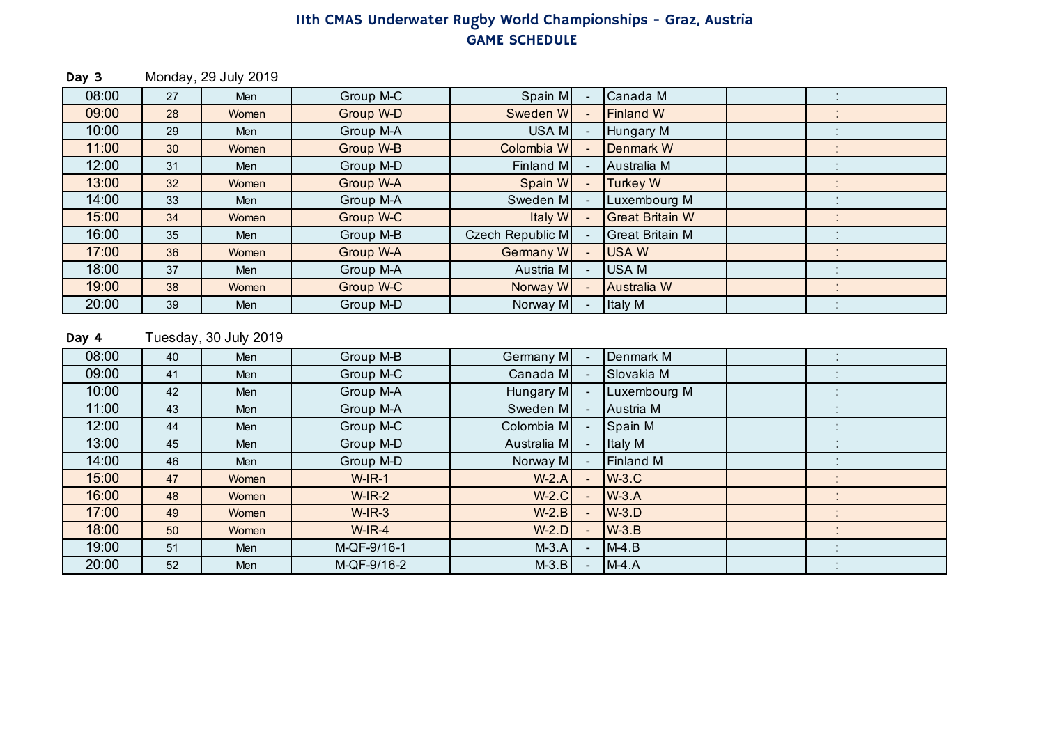# 11th CMAS Underwater Rugby World Championships - Graz, Austria

## GAME SCHEDULE

**Day 3** Monday, 29 July 2019

| | | | | | | | | | | |
|---|---|---|---|---|---|---|---|---|---|---|
| 08:00 | 27 | Men | Group M-C | Spain M | - | Canada M | | : | |
| 09:00 | 28 | Women | Group W-D | Sweden W | - | Finland W | | : | |
| 10:00 | 29 | Men | Group M-A | USA M | - | Hungary M | | : | |
| 11:00 | 30 | Women | Group W-B | Colombia W | - | Denmark W | | : | |
| 12:00 | 31 | Men | Group M-D | Finland M | - | Australia M | | : | |
| 13:00 | 32 | Women | Group W-A | Spain W | - | Turkey W | | : | |
| 14:00 | 33 | Men | Group M-A | Sweden M | - | Luxembourg M | | : | |
| 15:00 | 34 | Women | Group W-C | Italy W | - | Great Britain W | | : | |
| 16:00 | 35 | Men | Group M-B | Czech Republic M | - | Great Britain M | | : | |
| 17:00 | 36 | Women | Group W-A | Germany W | - | USA W | | : | |
| 18:00 | 37 | Men | Group M-A | Austria M | - | USA M | | : | |
| 19:00 | 38 | Women | Group W-C | Norway W | - | Australia W | | : | |
| 20:00 | 39 | Men | Group M-D | Norway M | - | Italy M | | : | |

**Day 4** Tuesday, 30 July 2019

| | | | | | | | | | |
|---|---|---|---|---|---|---|---|---|---|
| 08:00 | 40 | Men | Group M-B | Germany M | - | Denmark M | | : | |
| 09:00 | 41 | Men | Group M-C | Canada M | - | Slovakia M | | : | |
| 10:00 | 42 | Men | Group M-A | Hungary M | - | Luxembourg M | | : | |
| 11:00 | 43 | Men | Group M-A | Sweden M | - | Austria M | | : | |
| 12:00 | 44 | Men | Group M-C | Colombia M | - | Spain M | | : | |
| 13:00 | 45 | Men | Group M-D | Australia M | - | Italy M | | : | |
| 14:00 | 46 | Men | Group M-D | Norway M | - | Finland M | | : | |
| 15:00 | 47 | Women | W-IR-1 | W-2.A | - | W-3.C | | : | |
| 16:00 | 48 | Women | W-IR-2 | W-2.C | - | W-3.A | | : | |
| 17:00 | 49 | Women | W-IR-3 | W-2.B | - | W-3.D | | : | |
| 18:00 | 50 | Women | W-IR-4 | W-2.D | - | W-3.B | | : | |
| 19:00 | 51 | Men | M-QF-9/16-1 | M-3.A | - | M-4.B | | : | |
| 20:00 | 52 | Men | M-QF-9/16-2 | M-3.B | - | M-4.A | | : | |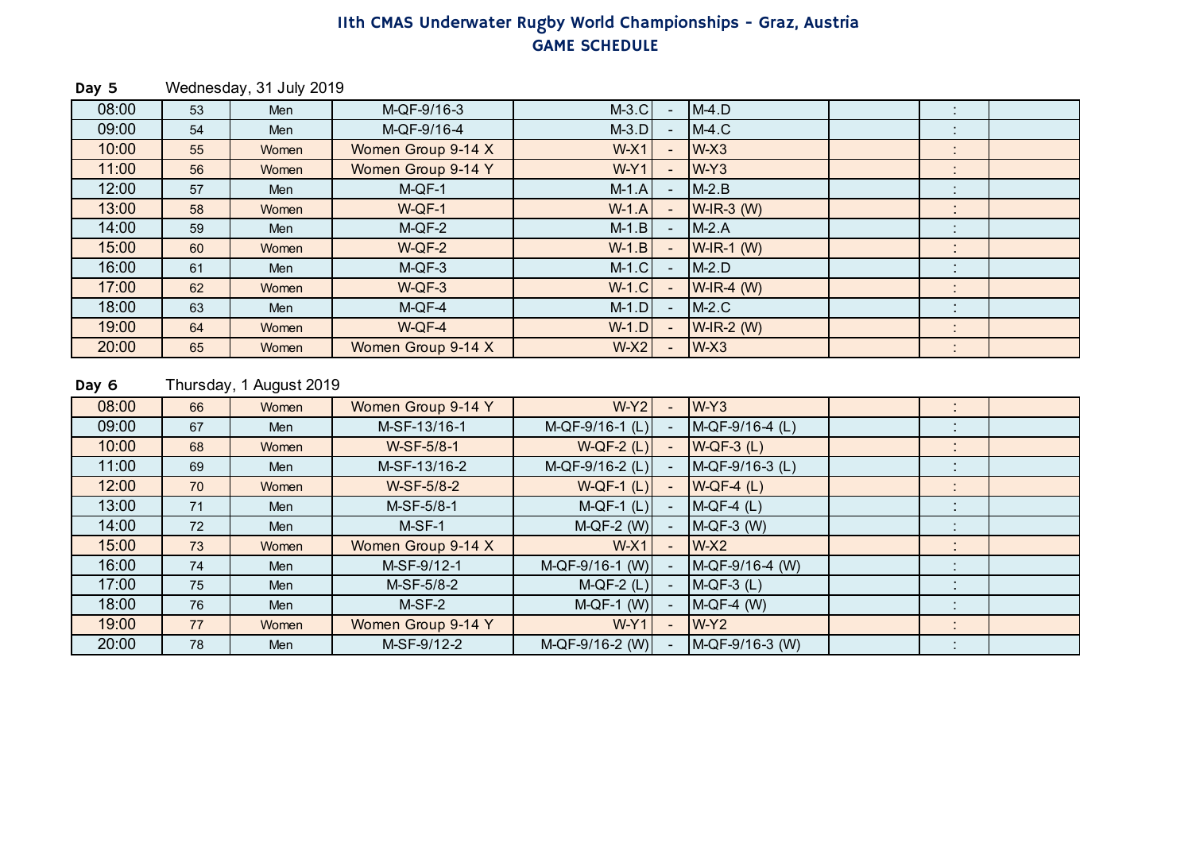# 11th CMAS Underwater Rugby World Championships - Graz, Austria

## GAME SCHEDULE

**Day 5** Wednesday, 31 July 2019

| Time | Game | Category | Round | Team A | | Team B | | Score | |
|---|---|---|---|---|---|---|---|---|---|
| 08:00 | 53 | Men | M-QF-9/16-3 | M-3.C | - | M-4.D | | : | |
| 09:00 | 54 | Men | M-QF-9/16-4 | M-3.D | - | M-4.C | | : | |
| 10:00 | 55 | Women | Women Group 9-14 X | W-X1 | - | W-X3 | | : | |
| 11:00 | 56 | Women | Women Group 9-14 Y | W-Y1 | - | W-Y3 | | : | |
| 12:00 | 57 | Men | M-QF-1 | M-1.A | - | M-2.B | | : | |
| 13:00 | 58 | Women | W-QF-1 | W-1.A | - | W-IR-3 (W) | | : | |
| 14:00 | 59 | Men | M-QF-2 | M-1.B | - | M-2.A | | : | |
| 15:00 | 60 | Women | W-QF-2 | W-1.B | - | W-IR-1 (W) | | : | |
| 16:00 | 61 | Men | M-QF-3 | M-1.C | - | M-2.D | | : | |
| 17:00 | 62 | Women | W-QF-3 | W-1.C | - | W-IR-4 (W) | | : | |
| 18:00 | 63 | Men | M-QF-4 | M-1.D | - | M-2.C | | : | |
| 19:00 | 64 | Women | W-QF-4 | W-1.D | - | W-IR-2 (W) | | : | |
| 20:00 | 65 | Women | Women Group 9-14 X | W-X2 | - | W-X3 | | : | |

**Day 6** Thursday, 1 August 2019

| Time | Game | Category | Round | Team A | | Team B | | Score | |
|---|---|---|---|---|---|---|---|---|---|
| 08:00 | 66 | Women | Women Group 9-14 Y | W-Y2 | - | W-Y3 | | : | |
| 09:00 | 67 | Men | M-SF-13/16-1 | M-QF-9/16-1 (L) | - | M-QF-9/16-4 (L) | | : | |
| 10:00 | 68 | Women | W-SF-5/8-1 | W-QF-2 (L) | - | W-QF-3 (L) | | : | |
| 11:00 | 69 | Men | M-SF-13/16-2 | M-QF-9/16-2 (L) | - | M-QF-9/16-3 (L) | | : | |
| 12:00 | 70 | Women | W-SF-5/8-2 | W-QF-1 (L) | - | W-QF-4 (L) | | : | |
| 13:00 | 71 | Men | M-SF-5/8-1 | M-QF-1 (L) | - | M-QF-4 (L) | | : | |
| 14:00 | 72 | Men | M-SF-1 | M-QF-2 (W) | - | M-QF-3 (W) | | : | |
| 15:00 | 73 | Women | Women Group 9-14 X | W-X1 | - | W-X2 | | : | |
| 16:00 | 74 | Men | M-SF-9/12-1 | M-QF-9/16-1 (W) | - | M-QF-9/16-4 (W) | | : | |
| 17:00 | 75 | Men | M-SF-5/8-2 | M-QF-2 (L) | - | M-QF-3 (L) | | : | |
| 18:00 | 76 | Men | M-SF-2 | M-QF-1 (W) | - | M-QF-4 (W) | | : | |
| 19:00 | 77 | Women | Women Group 9-14 Y | W-Y1 | - | W-Y2 | | : | |
| 20:00 | 78 | Men | M-SF-9/12-2 | M-QF-9/16-2 (W) | - | M-QF-9/16-3 (W) | | : | |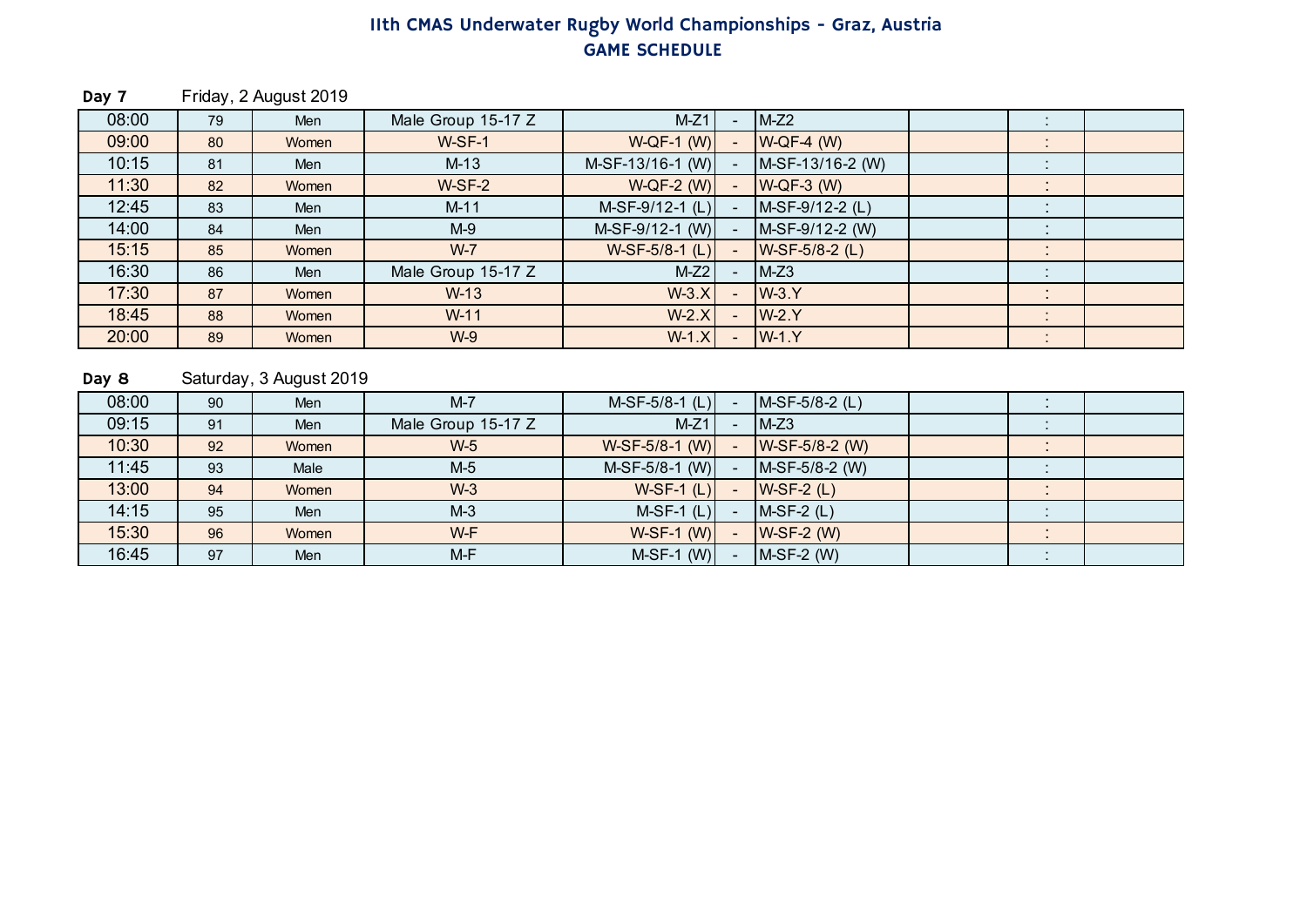# 11th CMAS Underwater Rugby World Championships - Graz, Austria
## GAME SCHEDULE

**Day 7** Friday, 2 August 2019

| Time | No. | Category | Game | Team 1 | | Team 2 | | Score | |
|---|---|---|---|---|---|---|---|---|---|
| 08:00 | 79 | Men | Male Group 15-17 Z | M-Z1 | - | M-Z2 | | : | |
| 09:00 | 80 | Women | W-SF-1 | W-QF-1 (W) | - | W-QF-4 (W) | | : | |
| 10:15 | 81 | Men | M-13 | M-SF-13/16-1 (W) | - | M-SF-13/16-2 (W) | | : | |
| 11:30 | 82 | Women | W-SF-2 | W-QF-2 (W) | - | W-QF-3 (W) | | : | |
| 12:45 | 83 | Men | M-11 | M-SF-9/12-1 (L) | - | M-SF-9/12-2 (L) | | : | |
| 14:00 | 84 | Men | M-9 | M-SF-9/12-1 (W) | - | M-SF-9/12-2 (W) | | : | |
| 15:15 | 85 | Women | W-7 | W-SF-5/8-1 (L) | - | W-SF-5/8-2 (L) | | : | |
| 16:30 | 86 | Men | Male Group 15-17 Z | M-Z2 | - | M-Z3 | | : | |
| 17:30 | 87 | Women | W-13 | W-3.X | - | W-3.Y | | : | |
| 18:45 | 88 | Women | W-11 | W-2.X | - | W-2.Y | | : | |
| 20:00 | 89 | Women | W-9 | W-1.X | - | W-1.Y | | : | |

**Day 8** Saturday, 3 August 2019

| Time | No. | Category | Game | Team 1 | | Team 2 | | Score | |
|---|---|---|---|---|---|---|---|---|---|
| 08:00 | 90 | Men | M-7 | M-SF-5/8-1 (L) | - | M-SF-5/8-2 (L) | | : | |
| 09:15 | 91 | Men | Male Group 15-17 Z | M-Z1 | - | M-Z3 | | : | |
| 10:30 | 92 | Women | W-5 | W-SF-5/8-1 (W) | - | W-SF-5/8-2 (W) | | : | |
| 11:45 | 93 | Male | M-5 | M-SF-5/8-1 (W) | - | M-SF-5/8-2 (W) | | : | |
| 13:00 | 94 | Women | W-3 | W-SF-1 (L) | - | W-SF-2 (L) | | : | |
| 14:15 | 95 | Men | M-3 | M-SF-1 (L) | - | M-SF-2 (L) | | : | |
| 15:30 | 96 | Women | W-F | W-SF-1 (W) | - | W-SF-2 (W) | | : | |
| 16:45 | 97 | Men | M-F | M-SF-1 (W) | - | M-SF-2 (W) | | : | |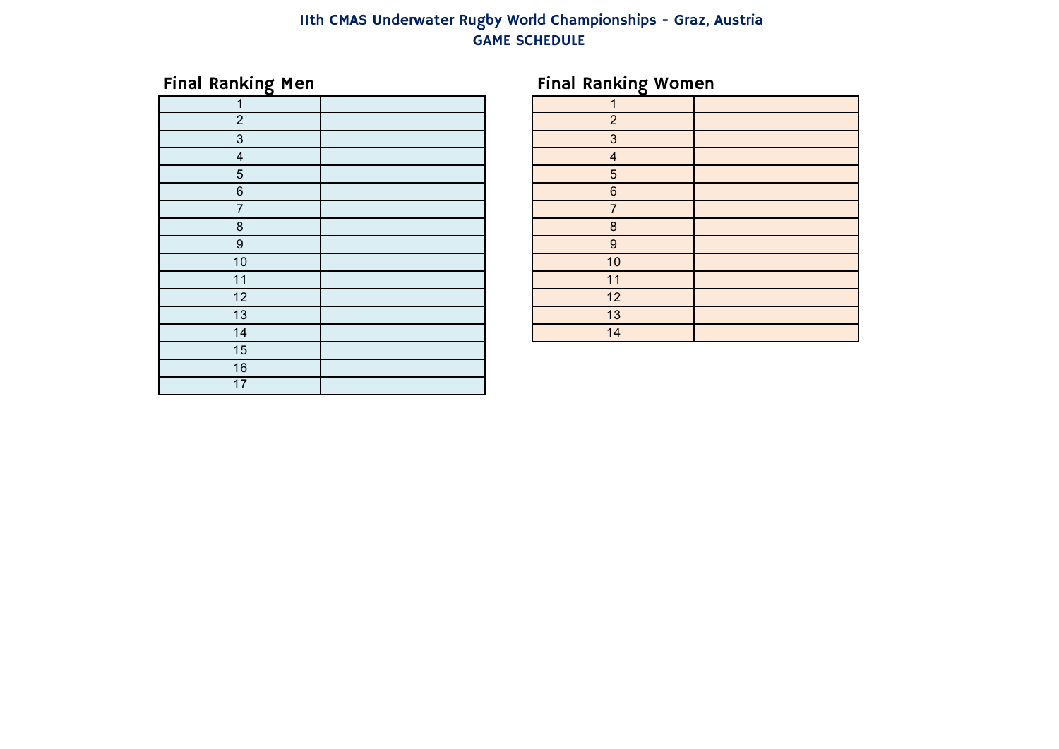11th CMAS Underwater Rugby World Championships - Graz, Austria
GAME SCHEDULE

## Final Ranking Men

| | |
|---|---|
| 1 | |
| 2 | |
| 3 | |
| 4 | |
| 5 | |
| 6 | |
| 7 | |
| 8 | |
| 9 | |
| 10 | |
| 11 | |
| 12 | |
| 13 | |
| 14 | |
| 15 | |
| 16 | |
| 17 | |

## Final Ranking Women

| | |
|---|---|
| 1 | |
| 2 | |
| 3 | |
| 4 | |
| 5 | |
| 6 | |
| 7 | |
| 8 | |
| 9 | |
| 10 | |
| 11 | |
| 12 | |
| 13 | |
| 14 | |